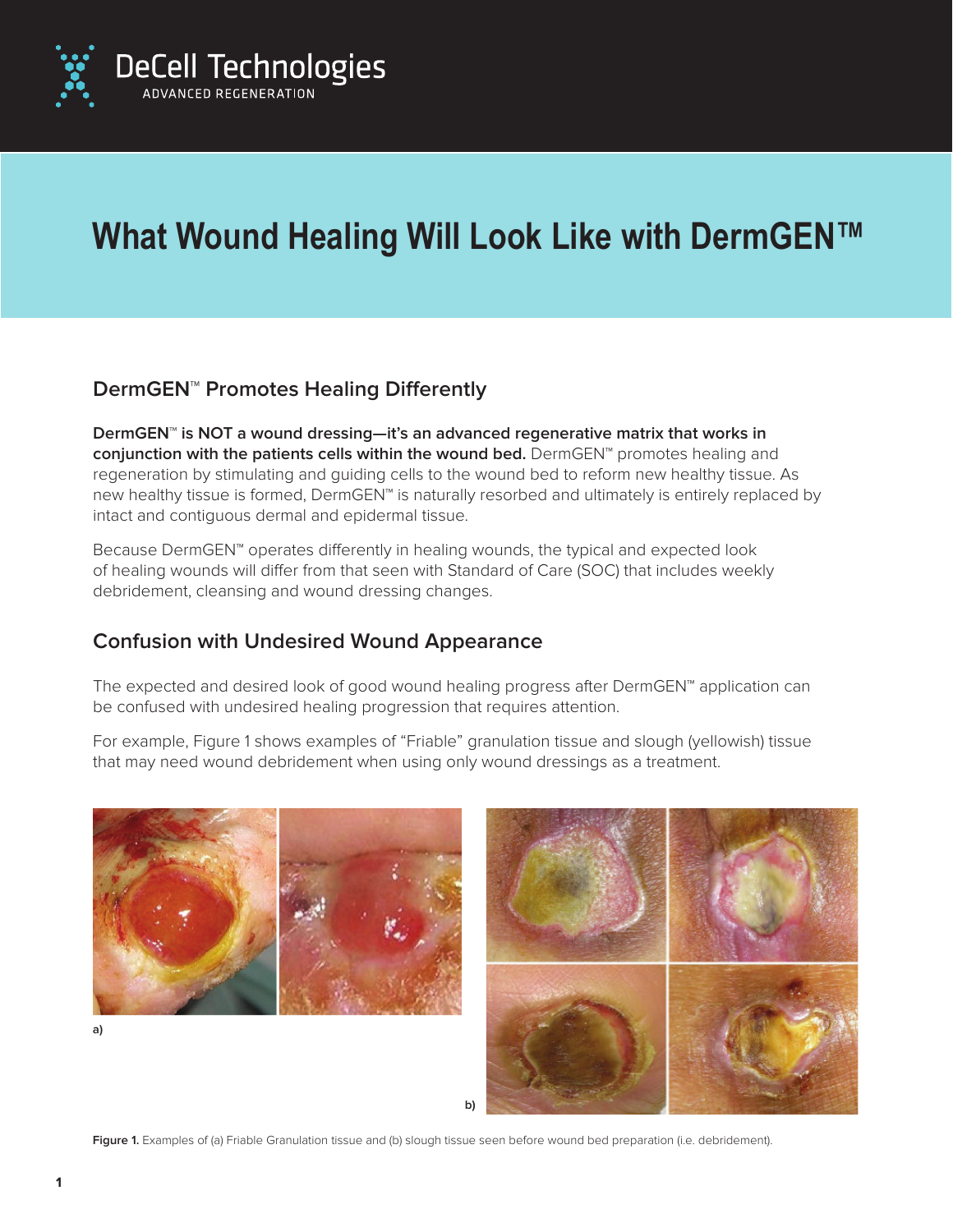DeCell Technologies
ADVANCED REGENERATION

# What Wound Healing Will Look Like with DermGEN™

## DermGEN™ Promotes Healing Differently

**DermGEN™ is NOT a wound dressing—it's an advanced regenerative matrix that works in conjunction with the patients cells within the wound bed.** DermGEN™ promotes healing and regeneration by stimulating and guiding cells to the wound bed to reform new healthy tissue. As new healthy tissue is formed, DermGEN™ is naturally resorbed and ultimately is entirely replaced by intact and contiguous dermal and epidermal tissue.

Because DermGEN™ operates differently in healing wounds, the typical and expected look of healing wounds will differ from that seen with Standard of Care (SOC) that includes weekly debridement, cleansing and wound dressing changes.

## Confusion with Undesired Wound Appearance

The expected and desired look of good wound healing progress after DermGEN™ application can be confused with undesired healing progression that requires attention.

For example, Figure 1 shows examples of "Friable" granulation tissue and slough (yellowish) tissue that may need wound debridement when using only wound dressings as a treatment.

a)

b)

**Figure 1.** Examples of (a) Friable Granulation tissue and (b) slough tissue seen before wound bed preparation (i.e. debridement).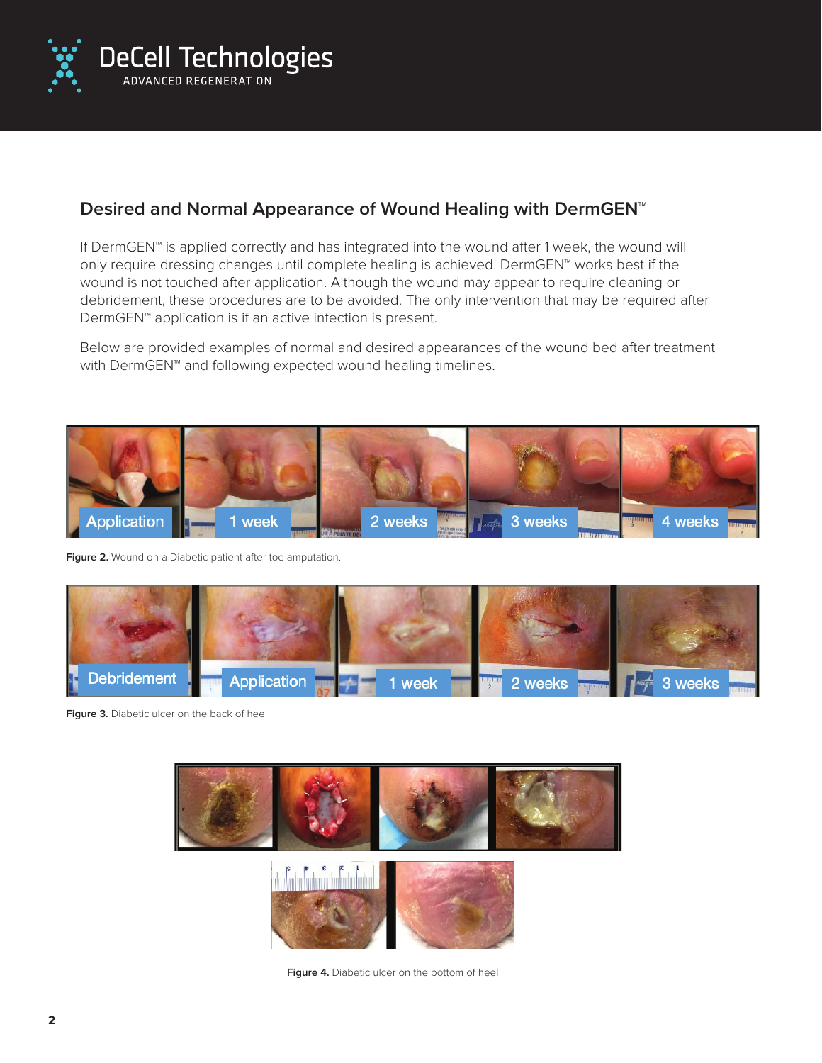## Desired and Normal Appearance of Wound Healing with DermGEN™

If DermGEN™ is applied correctly and has integrated into the wound after 1 week, the wound will only require dressing changes until complete healing is achieved. DermGEN™ works best if the wound is not touched after application. Although the wound may appear to require cleaning or debridement, these procedures are to be avoided. The only intervention that may be required after DermGEN™ application is if an active infection is present.

Below are provided examples of normal and desired appearances of the wound bed after treatment with DermGEN™ and following expected wound healing timelines.

**Figure 2.** Wound on a Diabetic patient after toe amputation.

**Figure 3.** Diabetic ulcer on the back of heel

**Figure 4.** Diabetic ulcer on the bottom of heel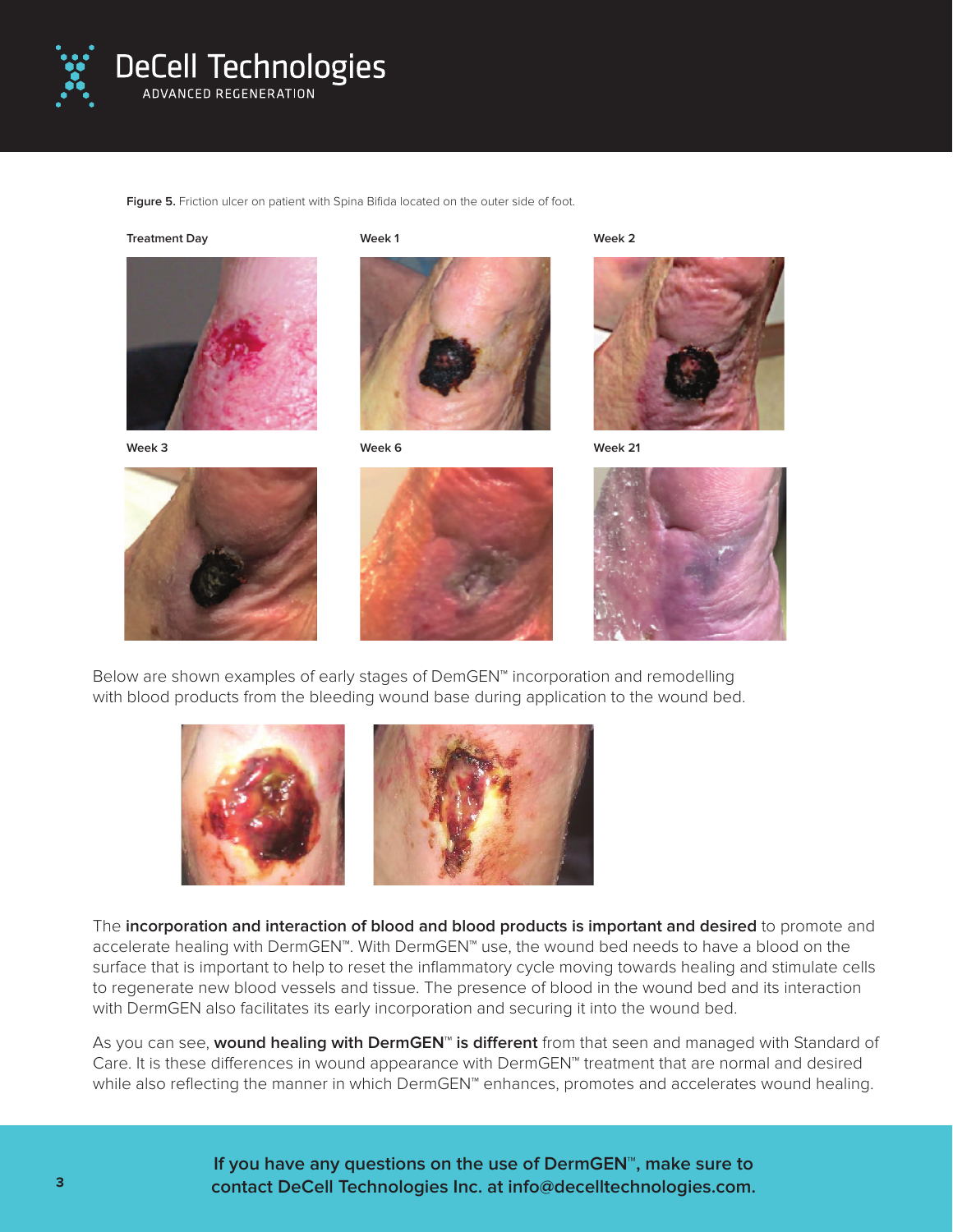**Figure 5.** Friction ulcer on patient with Spina Bifida located on the outer side of foot.

Treatment Day

Week 1

Week 2

Week 3

Week 6

Week 21

Below are shown examples of early stages of DemGEN™ incorporation and remodelling with blood products from the bleeding wound base during application to the wound bed.

The **incorporation and interaction of blood and blood products is important and desired** to promote and accelerate healing with DermGEN™. With DermGEN™ use, the wound bed needs to have a blood on the surface that is important to help to reset the inflammatory cycle moving towards healing and stimulate cells to regenerate new blood vessels and tissue. The presence of blood in the wound bed and its interaction with DermGEN also facilitates its early incorporation and securing it into the wound bed.

As you can see, **wound healing with DermGEN™ is different** from that seen and managed with Standard of Care. It is these differences in wound appearance with DermGEN™ treatment that are normal and desired while also reflecting the manner in which DermGEN™ enhances, promotes and accelerates wound healing.

**If you have any questions on the use of DermGEN™, make sure to contact DeCell Technologies Inc. at info@decelltechnologies.com.**